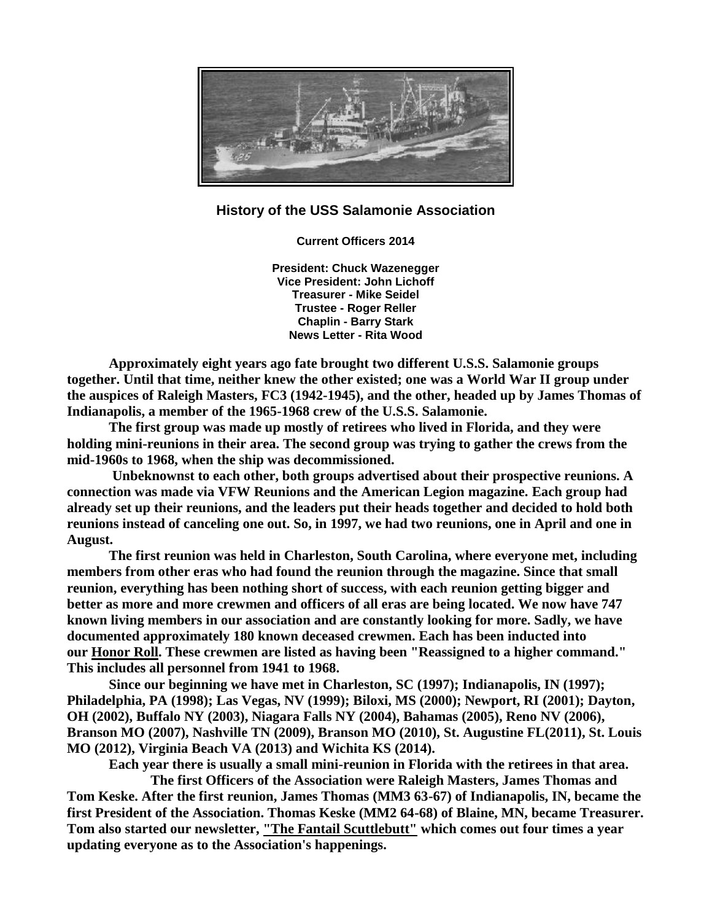## History of the USS Salamonie Association

**Current Officers 2014**

**President: Chuck Wazenegger**
**Vice President: John Lichoff**
**Treasurer - Mike Seidel**
**Trustee - Roger Reller**
**Chaplin - Barry Stark**
**News Letter - Rita Wood**

**Approximately eight years ago fate brought two different U.S.S. Salamonie groups together. Until that time, neither knew the other existed; one was a World War II group under the auspices of Raleigh Masters, FC3 (1942-1945), and the other, headed up by James Thomas of Indianapolis, a member of the 1965-1968 crew of the U.S.S. Salamonie.**

**The first group was made up mostly of retirees who lived in Florida, and they were holding mini-reunions in their area. The second group was trying to gather the crews from the mid-1960s to 1968, when the ship was decommissioned.**

**Unbeknownst to each other, both groups advertised about their prospective reunions. A connection was made via VFW Reunions and the American Legion magazine. Each group had already set up their reunions, and the leaders put their heads together and decided to hold both reunions instead of canceling one out. So, in 1997, we had two reunions, one in April and one in August.**

**The first reunion was held in Charleston, South Carolina, where everyone met, including members from other eras who had found the reunion through the magazine. Since that small reunion, everything has been nothing short of success, with each reunion getting bigger and better as more and more crewmen and officers of all eras are being located. We now have 747 known living members in our association and are constantly looking for more. Sadly, we have documented approximately 180 known deceased crewmen. Each has been inducted into our Honor Roll. These crewmen are listed as having been "Reassigned to a higher command." This includes all personnel from 1941 to 1968.**

**Since our beginning we have met in Charleston, SC (1997); Indianapolis, IN (1997); Philadelphia, PA (1998); Las Vegas, NV (1999); Biloxi, MS (2000); Newport, RI (2001); Dayton, OH (2002), Buffalo NY (2003), Niagara Falls NY (2004), Bahamas (2005), Reno NV (2006), Branson MO (2007), Nashville TN (2009), Branson MO (2010), St. Augustine FL(2011), St. Louis MO (2012), Virginia Beach VA (2013) and Wichita KS (2014).**

**Each year there is usually a small mini-reunion in Florida with the retirees in that area.**

**The first Officers of the Association were Raleigh Masters, James Thomas and Tom Keske. After the first reunion, James Thomas (MM3 63-67) of Indianapolis, IN, became the first President of the Association. Thomas Keske (MM2 64-68) of Blaine, MN, became Treasurer. Tom also started our newsletter, "The Fantail Scuttlebutt" which comes out four times a year updating everyone as to the Association's happenings.**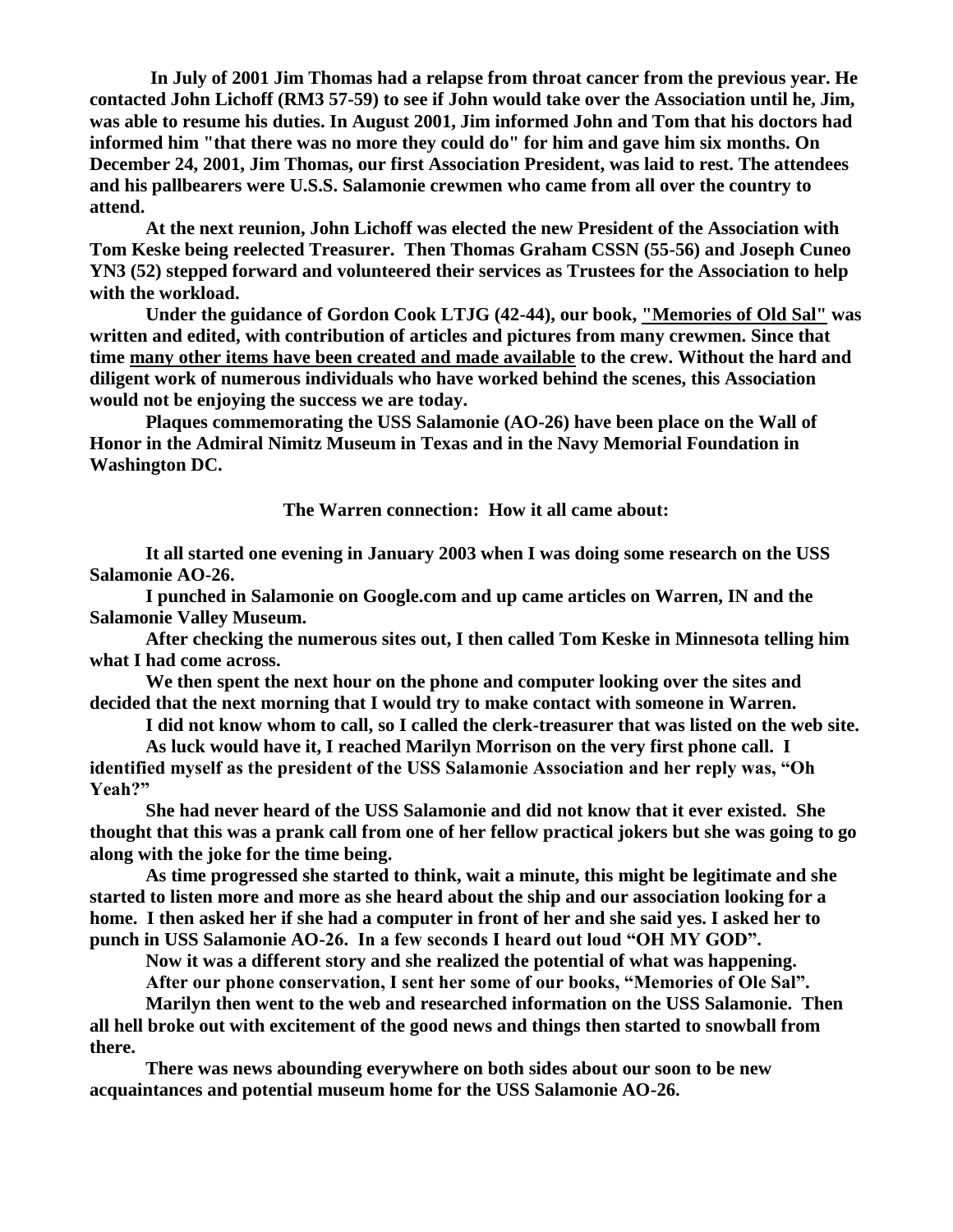**In July of 2001 Jim Thomas had a relapse from throat cancer from the previous year. He contacted John Lichoff (RM3 57-59) to see if John would take over the Association until he, Jim, was able to resume his duties. In August 2001, Jim informed John and Tom that his doctors had informed him "that there was no more they could do" for him and gave him six months. On December 24, 2001, Jim Thomas, our first Association President, was laid to rest. The attendees and his pallbearers were U.S.S. Salamonie crewmen who came from all over the country to attend.**

**At the next reunion, John Lichoff was elected the new President of the Association with Tom Keske being reelected Treasurer. Then Thomas Graham CSSN (55-56) and Joseph Cuneo YN3 (52) stepped forward and volunteered their services as Trustees for the Association to help with the workload.**

**Under the guidance of Gordon Cook LTJG (42-44), our book, "Memories of Old Sal" was written and edited, with contribution of articles and pictures from many crewmen. Since that time many other items have been created and made available to the crew. Without the hard and diligent work of numerous individuals who have worked behind the scenes, this Association would not be enjoying the success we are today.**

**Plaques commemorating the USS Salamonie (AO-26) have been place on the Wall of Honor in the Admiral Nimitz Museum in Texas and in the Navy Memorial Foundation in Washington DC.**

**The Warren connection: How it all came about:**

**It all started one evening in January 2003 when I was doing some research on the USS Salamonie AO-26.**

**I punched in Salamonie on Google.com and up came articles on Warren, IN and the Salamonie Valley Museum.**

**After checking the numerous sites out, I then called Tom Keske in Minnesota telling him what I had come across.**

**We then spent the next hour on the phone and computer looking over the sites and decided that the next morning that I would try to make contact with someone in Warren.**

**I did not know whom to call, so I called the clerk-treasurer that was listed on the web site.**

**As luck would have it, I reached Marilyn Morrison on the very first phone call. I identified myself as the president of the USS Salamonie Association and her reply was, "Oh Yeah?"**

**She had never heard of the USS Salamonie and did not know that it ever existed. She thought that this was a prank call from one of her fellow practical jokers but she was going to go along with the joke for the time being.**

**As time progressed she started to think, wait a minute, this might be legitimate and she started to listen more and more as she heard about the ship and our association looking for a home. I then asked her if she had a computer in front of her and she said yes. I asked her to punch in USS Salamonie AO-26. In a few seconds I heard out loud "OH MY GOD".**

**Now it was a different story and she realized the potential of what was happening.**

**After our phone conservation, I sent her some of our books, "Memories of Ole Sal".**

**Marilyn then went to the web and researched information on the USS Salamonie. Then all hell broke out with excitement of the good news and things then started to snowball from there.**

**There was news abounding everywhere on both sides about our soon to be new acquaintances and potential museum home for the USS Salamonie AO-26.**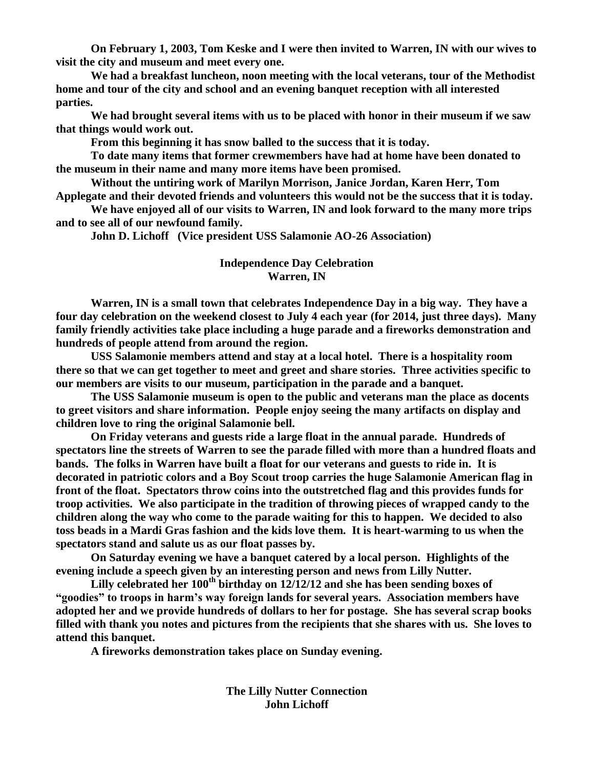**On February 1, 2003, Tom Keske and I were then invited to Warren, IN with our wives to visit the city and museum and meet every one.**

**We had a breakfast luncheon, noon meeting with the local veterans, tour of the Methodist home and tour of the city and school and an evening banquet reception with all interested parties.**

**We had brought several items with us to be placed with honor in their museum if we saw that things would work out.**

**From this beginning it has snow balled to the success that it is today.**

**To date many items that former crewmembers have had at home have been donated to the museum in their name and many more items have been promised.**

**Without the untiring work of Marilyn Morrison, Janice Jordan, Karen Herr, Tom Applegate and their devoted friends and volunteers this would not be the success that it is today.**

**We have enjoyed all of our visits to Warren, IN and look forward to the many more trips and to see all of our newfound family.**

**John D. Lichoff (Vice president USS Salamonie AO-26 Association)**

## Independence Day Celebration
## Warren, IN

**Warren, IN is a small town that celebrates Independence Day in a big way. They have a four day celebration on the weekend closest to July 4 each year (for 2014, just three days). Many family friendly activities take place including a huge parade and a fireworks demonstration and hundreds of people attend from around the region.**

**USS Salamonie members attend and stay at a local hotel. There is a hospitality room there so that we can get together to meet and greet and share stories. Three activities specific to our members are visits to our museum, participation in the parade and a banquet.**

**The USS Salamonie museum is open to the public and veterans man the place as docents to greet visitors and share information. People enjoy seeing the many artifacts on display and children love to ring the original Salamonie bell.**

**On Friday veterans and guests ride a large float in the annual parade. Hundreds of spectators line the streets of Warren to see the parade filled with more than a hundred floats and bands. The folks in Warren have built a float for our veterans and guests to ride in. It is decorated in patriotic colors and a Boy Scout troop carries the huge Salamonie American flag in front of the float. Spectators throw coins into the outstretched flag and this provides funds for troop activities. We also participate in the tradition of throwing pieces of wrapped candy to the children along the way who come to the parade waiting for this to happen. We decided to also toss beads in a Mardi Gras fashion and the kids love them. It is heart-warming to us when the spectators stand and salute us as our float passes by.**

**On Saturday evening we have a banquet catered by a local person. Highlights of the evening include a speech given by an interesting person and news from Lilly Nutter.**

**Lilly celebrated her 100th birthday on 12/12/12 and she has been sending boxes of "goodies" to troops in harm's way foreign lands for several years. Association members have adopted her and we provide hundreds of dollars to her for postage. She has several scrap books filled with thank you notes and pictures from the recipients that she shares with us. She loves to attend this banquet.**

**A fireworks demonstration takes place on Sunday evening.**

## The Lilly Nutter Connection
## John Lichoff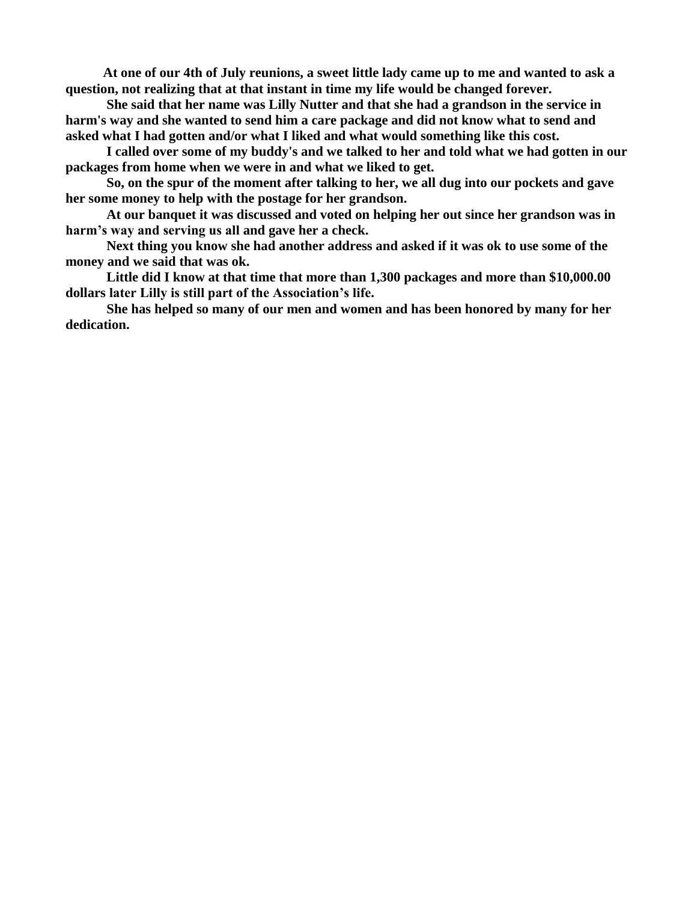**At one of our 4th of July reunions, a sweet little lady came up to me and wanted to ask a question, not realizing that at that instant in time my life would be changed forever.**

**She said that her name was Lilly Nutter and that she had a grandson in the service in harm's way and she wanted to send him a care package and did not know what to send and asked what I had gotten and/or what I liked and what would something like this cost.**

**I called over some of my buddy's and we talked to her and told what we had gotten in our packages from home when we were in and what we liked to get.**

**So, on the spur of the moment after talking to her, we all dug into our pockets and gave her some money to help with the postage for her grandson.**

**At our banquet it was discussed and voted on helping her out since her grandson was in harm's way and serving us all and gave her a check.**

**Next thing you know she had another address and asked if it was ok to use some of the money and we said that was ok.**

**Little did I know at that time that more than 1,300 packages and more than $10,000.00 dollars later Lilly is still part of the Association's life.**

**She has helped so many of our men and women and has been honored by many for her dedication.**